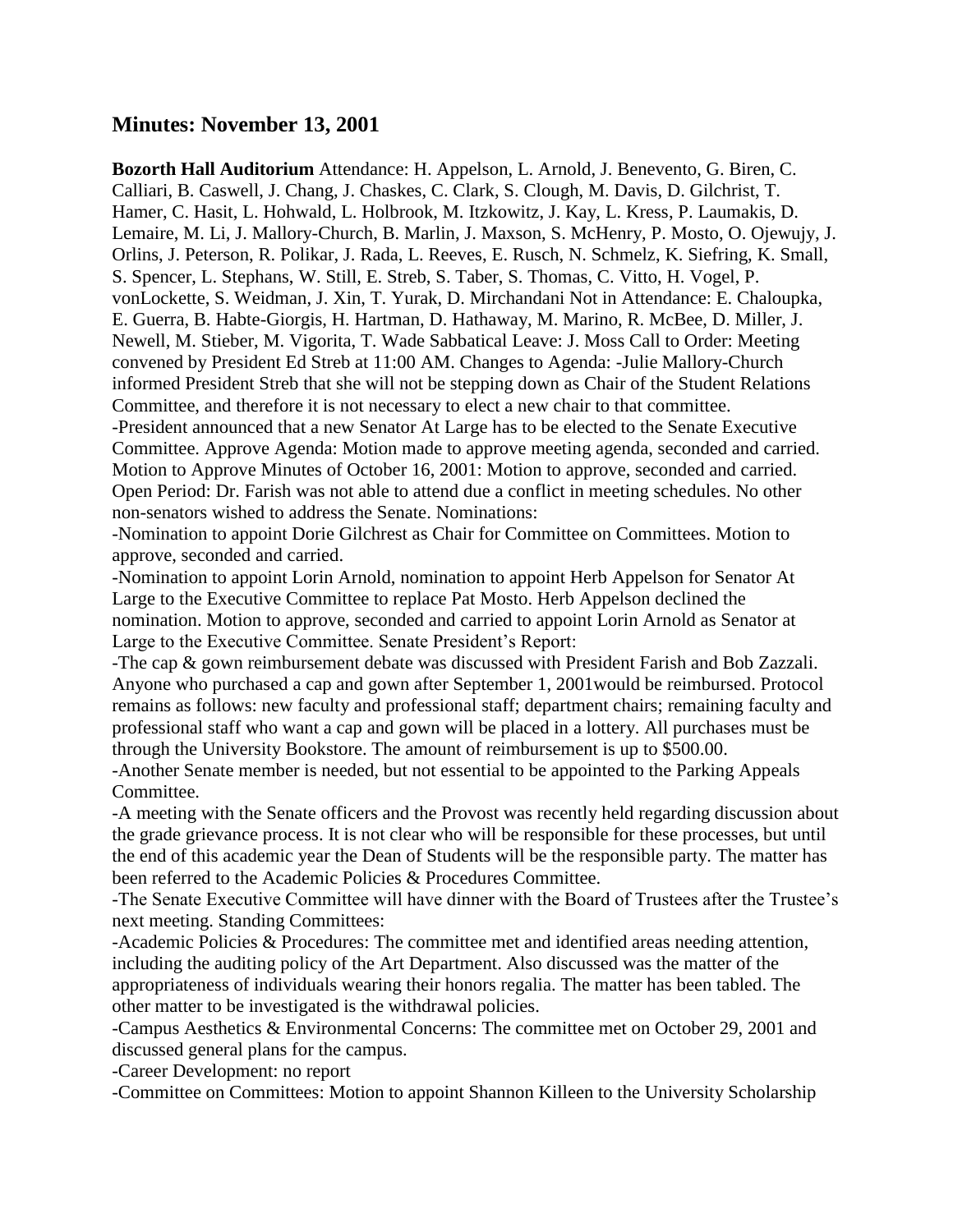## Minutes: November 13, 2001

**Bozorth Hall Auditorium** Attendance: H. Appelson, L. Arnold, J. Benevento, G. Biren, C. Calliari, B. Caswell, J. Chang, J. Chaskes, C. Clark, S. Clough, M. Davis, D. Gilchrist, T. Hamer, C. Hasit, L. Hohwald, L. Holbrook, M. Itzkowitz, J. Kay, L. Kress, P. Laumakis, D. Lemaire, M. Li, J. Mallory-Church, B. Marlin, J. Maxson, S. McHenry, P. Mosto, O. Ojewujy, J. Orlins, J. Peterson, R. Polikar, J. Rada, L. Reeves, E. Rusch, N. Schmelz, K. Siefring, K. Small, S. Spencer, L. Stephans, W. Still, E. Streb, S. Taber, S. Thomas, C. Vitto, H. Vogel, P. vonLockette, S. Weidman, J. Xin, T. Yurak, D. Mirchandani Not in Attendance: E. Chaloupka, E. Guerra, B. Habte-Giorgis, H. Hartman, D. Hathaway, M. Marino, R. McBee, D. Miller, J. Newell, M. Stieber, M. Vigorita, T. Wade Sabbatical Leave: J. Moss Call to Order: Meeting convened by President Ed Streb at 11:00 AM. Changes to Agenda: -Julie Mallory-Church informed President Streb that she will not be stepping down as Chair of the Student Relations Committee, and therefore it is not necessary to elect a new chair to that committee.
-President announced that a new Senator At Large has to be elected to the Senate Executive Committee. Approve Agenda: Motion made to approve meeting agenda, seconded and carried. Motion to Approve Minutes of October 16, 2001: Motion to approve, seconded and carried. Open Period: Dr. Farish was not able to attend due a conflict in meeting schedules. No other non-senators wished to address the Senate. Nominations:
-Nomination to appoint Dorie Gilchrest as Chair for Committee on Committees. Motion to approve, seconded and carried.
-Nomination to appoint Lorin Arnold, nomination to appoint Herb Appelson for Senator At Large to the Executive Committee to replace Pat Mosto. Herb Appelson declined the nomination. Motion to approve, seconded and carried to appoint Lorin Arnold as Senator at Large to the Executive Committee. Senate President's Report:
-The cap & gown reimbursement debate was discussed with President Farish and Bob Zazzali. Anyone who purchased a cap and gown after September 1, 2001would be reimbursed. Protocol remains as follows: new faculty and professional staff; department chairs; remaining faculty and professional staff who want a cap and gown will be placed in a lottery. All purchases must be through the University Bookstore. The amount of reimbursement is up to $500.00.
-Another Senate member is needed, but not essential to be appointed to the Parking Appeals Committee.
-A meeting with the Senate officers and the Provost was recently held regarding discussion about the grade grievance process. It is not clear who will be responsible for these processes, but until the end of this academic year the Dean of Students will be the responsible party. The matter has been referred to the Academic Policies & Procedures Committee.
-The Senate Executive Committee will have dinner with the Board of Trustees after the Trustee's next meeting. Standing Committees:
-Academic Policies & Procedures: The committee met and identified areas needing attention, including the auditing policy of the Art Department. Also discussed was the matter of the appropriateness of individuals wearing their honors regalia. The matter has been tabled. The other matter to be investigated is the withdrawal policies.
-Campus Aesthetics & Environmental Concerns: The committee met on October 29, 2001 and discussed general plans for the campus.
-Career Development: no report
-Committee on Committees: Motion to appoint Shannon Killeen to the University Scholarship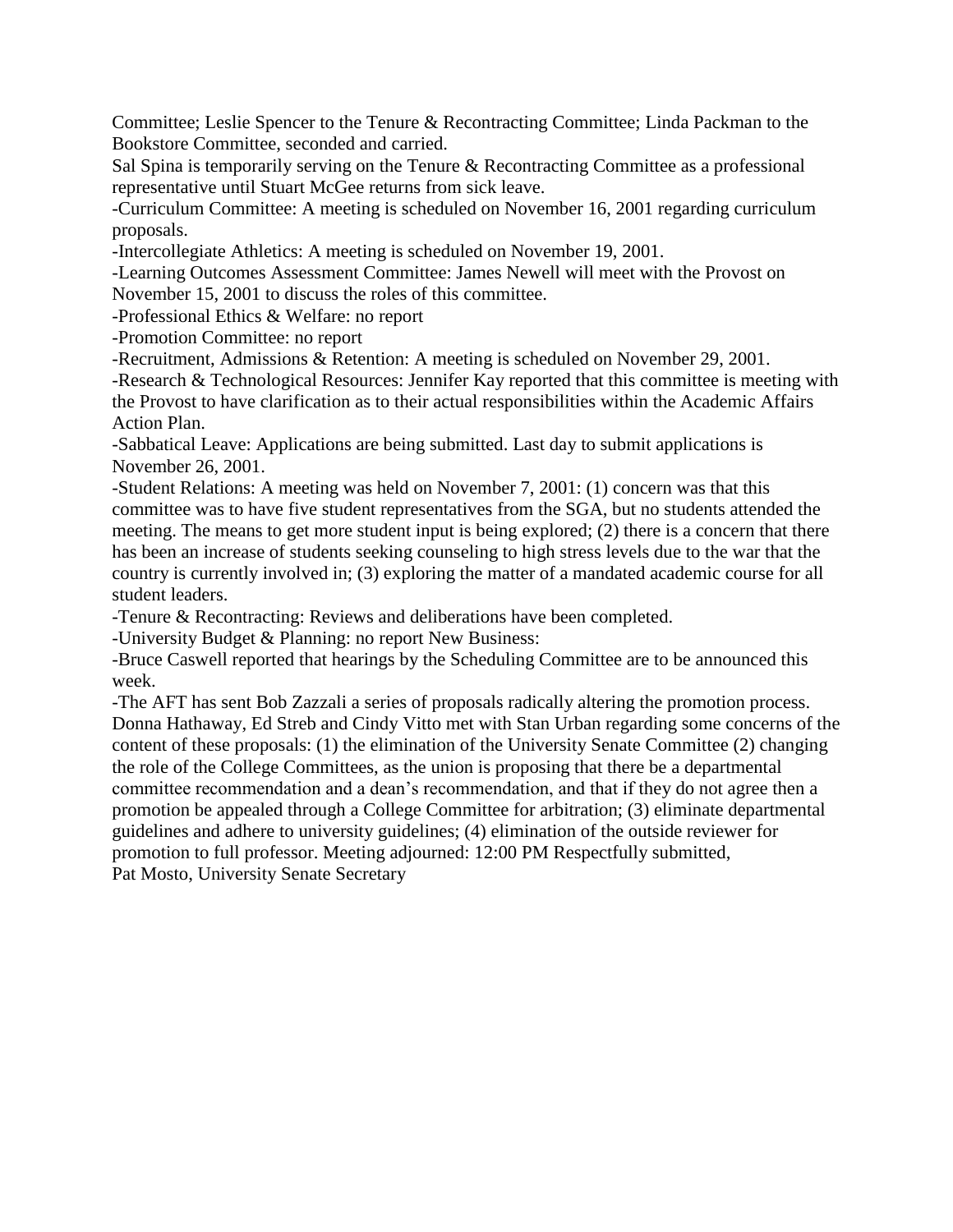Committee; Leslie Spencer to the Tenure & Recontracting Committee; Linda Packman to the Bookstore Committee, seconded and carried.

Sal Spina is temporarily serving on the Tenure & Recontracting Committee as a professional representative until Stuart McGee returns from sick leave.

-Curriculum Committee: A meeting is scheduled on November 16, 2001 regarding curriculum proposals.

-Intercollegiate Athletics: A meeting is scheduled on November 19, 2001.

-Learning Outcomes Assessment Committee: James Newell will meet with the Provost on November 15, 2001 to discuss the roles of this committee.

-Professional Ethics & Welfare: no report

-Promotion Committee: no report

-Recruitment, Admissions & Retention: A meeting is scheduled on November 29, 2001.

-Research & Technological Resources: Jennifer Kay reported that this committee is meeting with the Provost to have clarification as to their actual responsibilities within the Academic Affairs Action Plan.

-Sabbatical Leave: Applications are being submitted. Last day to submit applications is November 26, 2001.

-Student Relations: A meeting was held on November 7, 2001: (1) concern was that this committee was to have five student representatives from the SGA, but no students attended the meeting. The means to get more student input is being explored; (2) there is a concern that there has been an increase of students seeking counseling to high stress levels due to the war that the country is currently involved in; (3) exploring the matter of a mandated academic course for all student leaders.

-Tenure & Recontracting: Reviews and deliberations have been completed.

-University Budget & Planning: no report New Business:

-Bruce Caswell reported that hearings by the Scheduling Committee are to be announced this week.

-The AFT has sent Bob Zazzali a series of proposals radically altering the promotion process. Donna Hathaway, Ed Streb and Cindy Vitto met with Stan Urban regarding some concerns of the content of these proposals: (1) the elimination of the University Senate Committee (2) changing the role of the College Committees, as the union is proposing that there be a departmental committee recommendation and a dean's recommendation, and that if they do not agree then a promotion be appealed through a College Committee for arbitration; (3) eliminate departmental guidelines and adhere to university guidelines; (4) elimination of the outside reviewer for promotion to full professor. Meeting adjourned: 12:00 PM Respectfully submitted,

Pat Mosto, University Senate Secretary